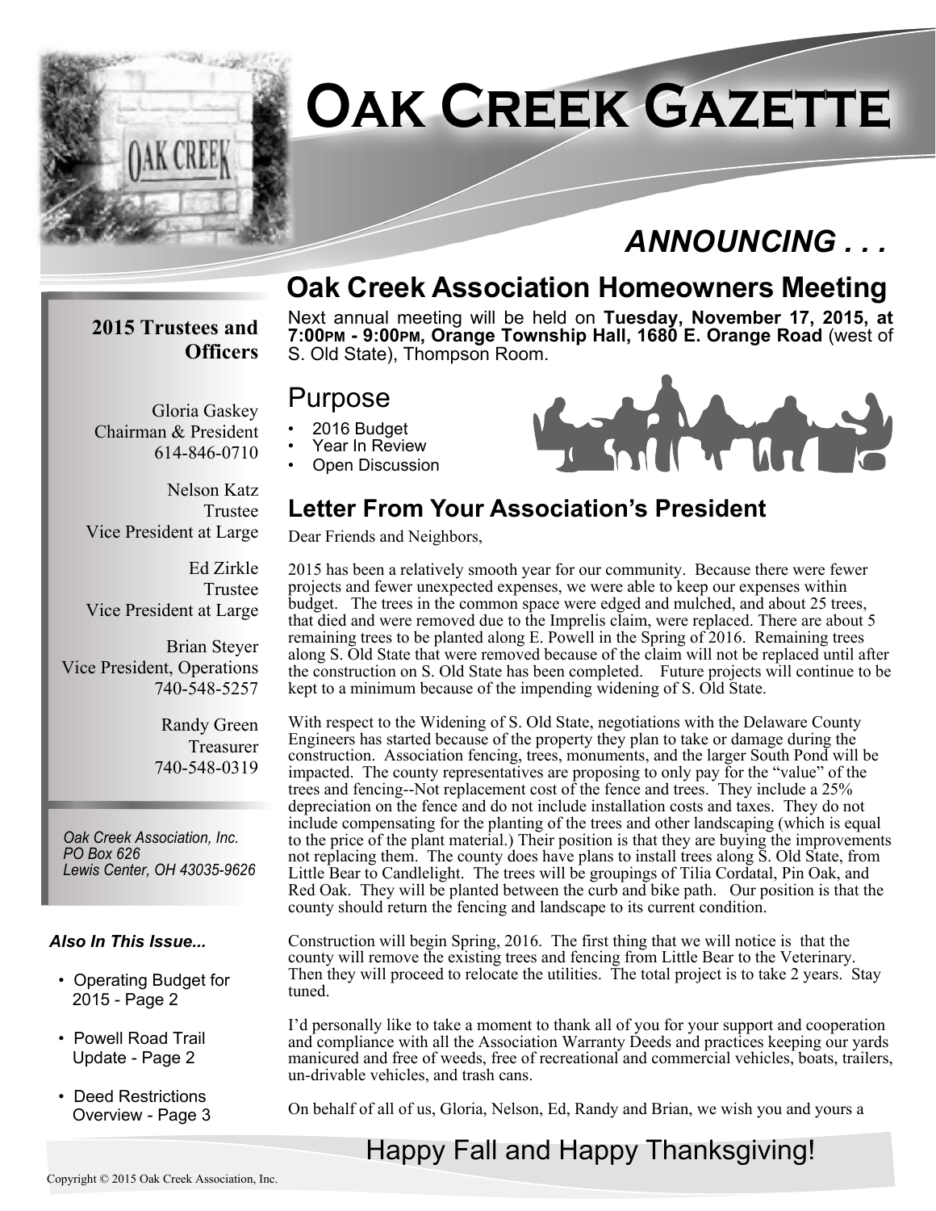# Oak Creek Gazette

## *ANNOUNCING . . .*

## Oak Creek Association Homeowners Meeting

Next annual meeting will be held on **Tuesday, November 17, 2015, at 7:00PM - 9:00PM, Orange Township Hall, 1680 E. Orange Road** (west of S. Old State), Thompson Room.

### Purpose

- 2016 Budget
- Year In Review
- Open Discussion

### Letter From Your Association's President

Dear Friends and Neighbors,

2015 has been a relatively smooth year for our community. Because there were fewer projects and fewer unexpected expenses, we were able to keep our expenses within budget. The trees in the common space were edged and mulched, and about 25 trees, that died and were removed due to the Imprelis claim, were replaced. There are about 5 remaining trees to be planted along E. Powell in the Spring of 2016. Remaining trees along S. Old State that were removed because of the claim will not be replaced until after the construction on S. Old State has been completed. Future projects will continue to be kept to a minimum because of the impending widening of S. Old State.

With respect to the Widening of S. Old State, negotiations with the Delaware County Engineers has started because of the property they plan to take or damage during the construction. Association fencing, trees, monuments, and the larger South Pond will be impacted. The county representatives are proposing to only pay for the "value" of the trees and fencing--Not replacement cost of the fence and trees. They include a 25% depreciation on the fence and do not include installation costs and taxes. They do not include compensating for the planting of the trees and other landscaping (which is equal to the price of the plant material.) Their position is that they are buying the improvements not replacing them. The county does have plans to install trees along S. Old State, from Little Bear to Candlelight. The trees will be groupings of Tilia Cordatal, Pin Oak, and Red Oak. They will be planted between the curb and bike path. Our position is that the county should return the fencing and landscape to its current condition.

Construction will begin Spring, 2016. The first thing that we will notice is that the county will remove the existing trees and fencing from Little Bear to the Veterinary. Then they will proceed to relocate the utilities. The total project is to take 2 years. Stay tuned.

I'd personally like to take a moment to thank all of you for your support and cooperation and compliance with all the Association Warranty Deeds and practices keeping our yards manicured and free of weeds, free of recreational and commercial vehicles, boats, trailers, un-drivable vehicles, and trash cans.

On behalf of all of us, Gloria, Nelson, Ed, Randy and Brian, we wish you and yours a

## Happy Fall and Happy Thanksgiving!

---

**2015 Trustees and Officers**

Gloria Gaskey
Chairman & President
614-846-0710

Nelson Katz
Trustee
Vice President at Large

Ed Zirkle
Trustee
Vice President at Large

Brian Steyer
Vice President, Operations
740-548-5257

Randy Green
Treasurer
740-548-0319

*Oak Creek Association, Inc.*
*PO Box 626*
*Lewis Center, OH 43035-9626*

***Also In This Issue...***

- Operating Budget for 2015 - Page 2
- Powell Road Trail Update - Page 2
- Deed Restrictions Overview - Page 3

Copyright © 2015 Oak Creek Association, Inc.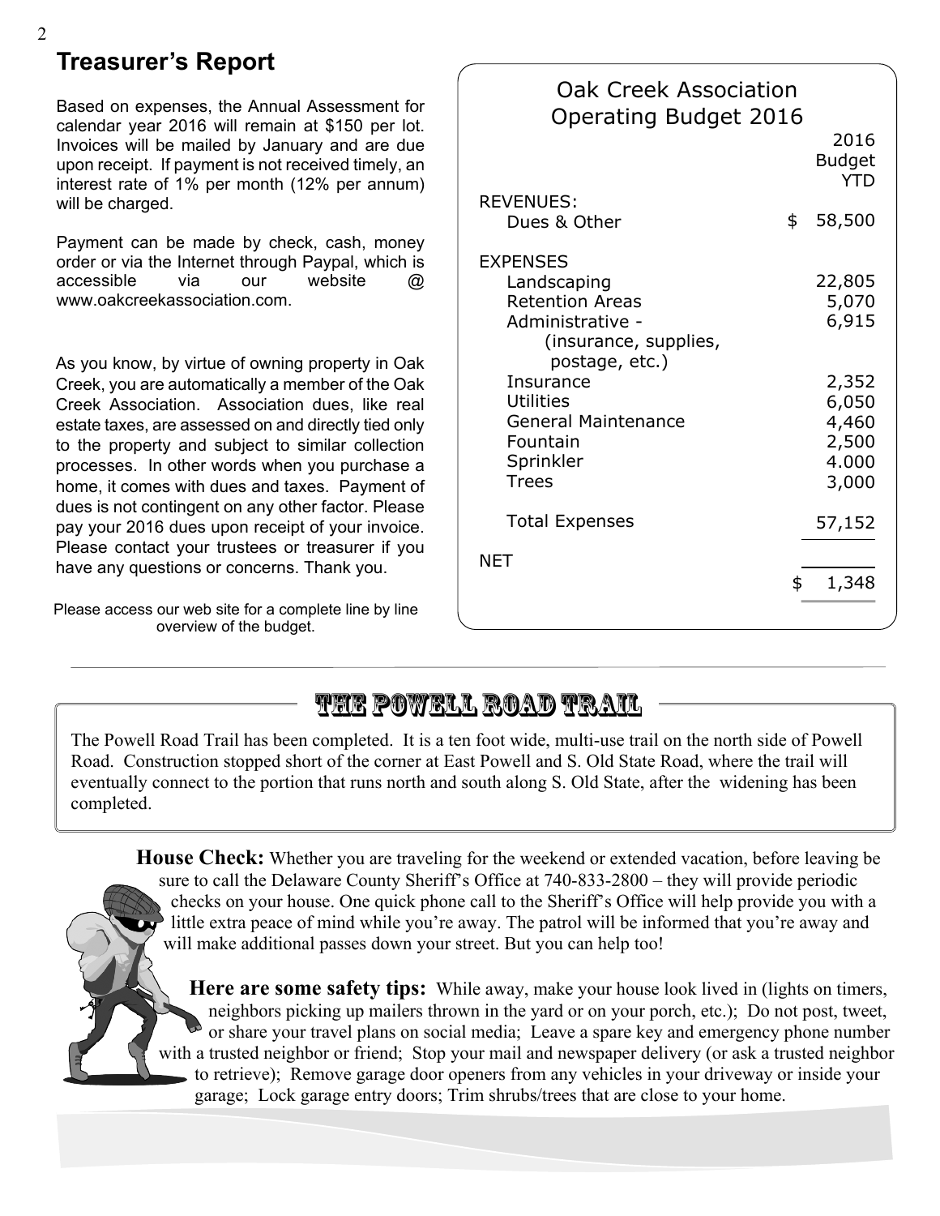## Treasurer's Report

Based on expenses, the Annual Assessment for calendar year 2016 will remain at $150 per lot. Invoices will be mailed by January and are due upon receipt. If payment is not received timely, an interest rate of 1% per month (12% per annum) will be charged.

Payment can be made by check, cash, money order or via the Internet through Paypal, which is accessible via our website @ www.oakcreekassociation.com.

As you know, by virtue of owning property in Oak Creek, you are automatically a member of the Oak Creek Association. Association dues, like real estate taxes, are assessed on and directly tied only to the property and subject to similar collection processes. In other words when you purchase a home, it comes with dues and taxes. Payment of dues is not contingent on any other factor. Please pay your 2016 dues upon receipt of your invoice. Please contact your trustees or treasurer if you have any questions or concerns. Thank you.

Please access our web site for a complete line by line overview of the budget.

### Oak Creek Association Operating Budget 2016

| | 2016 Budget YTD |
|---|---|
| REVENUES: | |
| Dues & Other | $ 58,500 |
| EXPENSES | |
| Landscaping | 22,805 |
| Retention Areas | 5,070 |
| Administrative - (insurance, supplies, postage, etc.) | 6,915 |
| Insurance | 2,352 |
| Utilities | 6,050 |
| General Maintenance | 4,460 |
| Fountain | 2,500 |
| Sprinkler | 4.000 |
| Trees | 3,000 |
| Total Expenses | 57,152 |
| NET | $ 1,348 |

## THE POWELL ROAD TRAIL

The Powell Road Trail has been completed. It is a ten foot wide, multi-use trail on the north side of Powell Road. Construction stopped short of the corner at East Powell and S. Old State Road, where the trail will eventually connect to the portion that runs north and south along S. Old State, after the widening has been completed.

**House Check:** Whether you are traveling for the weekend or extended vacation, before leaving be sure to call the Delaware County Sheriff's Office at 740-833-2800 – they will provide periodic checks on your house. One quick phone call to the Sheriff's Office will help provide you with a little extra peace of mind while you're away. The patrol will be informed that you're away and will make additional passes down your street. But you can help too!

**Here are some safety tips:** While away, make your house look lived in (lights on timers, neighbors picking up mailers thrown in the yard or on your porch, etc.); Do not post, tweet, or share your travel plans on social media; Leave a spare key and emergency phone number with a trusted neighbor or friend; Stop your mail and newspaper delivery (or ask a trusted neighbor to retrieve); Remove garage door openers from any vehicles in your driveway or inside your garage; Lock garage entry doors; Trim shrubs/trees that are close to your home.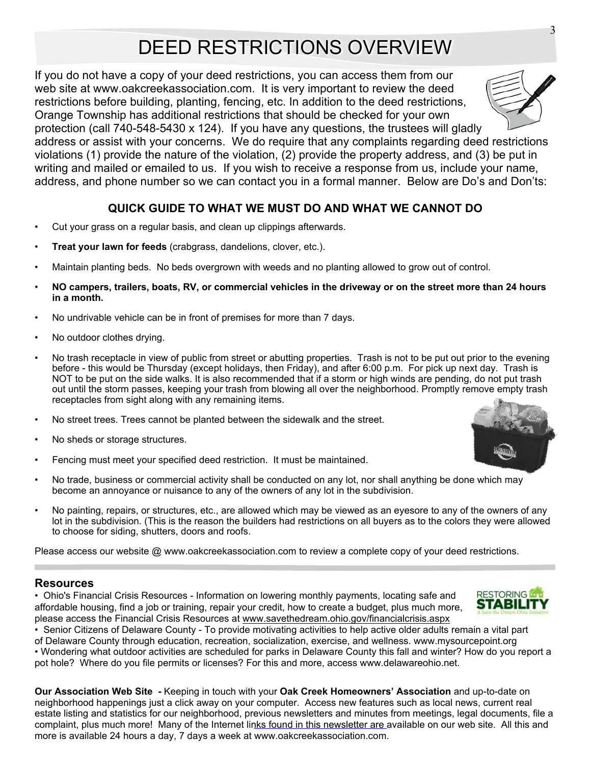# DEED RESTRICTIONS OVERVIEW

If you do not have a copy of your deed restrictions, you can access them from our web site at www.oakcreekassociation.com. It is very important to review the deed restrictions before building, planting, fencing, etc. In addition to the deed restrictions, Orange Township has additional restrictions that should be checked for your own protection (call 740-548-5430 x 124). If you have any questions, the trustees will gladly address or assist with your concerns. We do require that any complaints regarding deed restrictions violations (1) provide the nature of the violation, (2) provide the property address, and (3) be put in writing and mailed or emailed to us. If you wish to receive a response from us, include your name, address, and phone number so we can contact you in a formal manner. Below are Do's and Don'ts:

### QUICK GUIDE TO WHAT WE MUST DO AND WHAT WE CANNOT DO

- Cut your grass on a regular basis, and clean up clippings afterwards.
- **Treat your lawn for feeds** (crabgrass, dandelions, clover, etc.).
- Maintain planting beds. No beds overgrown with weeds and no planting allowed to grow out of control.
- **NO campers, trailers, boats, RV, or commercial vehicles in the driveway or on the street more than 24 hours in a month.**
- No undrivable vehicle can be in front of premises for more than 7 days.
- No outdoor clothes drying.
- No trash receptacle in view of public from street or abutting properties. Trash is not to be put out prior to the evening before - this would be Thursday (except holidays, then Friday), and after 6:00 p.m. For pick up next day. Trash is NOT to be put on the side walks. It is also recommended that if a storm or high winds are pending, do not put trash out until the storm passes, keeping your trash from blowing all over the neighborhood. Promptly remove empty trash receptacles from sight along with any remaining items.
- No street trees. Trees cannot be planted between the sidewalk and the street.
- No sheds or storage structures.
- Fencing must meet your specified deed restriction. It must be maintained.
- No trade, business or commercial activity shall be conducted on any lot, nor shall anything be done which may become an annoyance or nuisance to any of the owners of any lot in the subdivision.
- No painting, repairs, or structures, etc., are allowed which may be viewed as an eyesore to any of the owners of any lot in the subdivision. (This is the reason the builders had restrictions on all buyers as to the colors they were allowed to choose for siding, shutters, doors and roofs.

Please access our website @ www.oakcreekassociation.com to review a complete copy of your deed restrictions.

## Resources

- Ohio's Financial Crisis Resources - Information on lowering monthly payments, locating safe and affordable housing, find a job or training, repair your credit, how to create a budget, plus much more, please access the Financial Crisis Resources at www.savethedream.ohio.gov/financialcrisis.aspx
- Senior Citizens of Delaware County - To provide motivating activities to help active older adults remain a vital part of Delaware County through education, recreation, socialization, exercise, and wellness. www.mysourcepoint.org
- Wondering what outdoor activities are scheduled for parks in Delaware County this fall and winter? How do you report a pot hole? Where do you file permits or licenses? For this and more, access www.delawareohio.net.

**Our Association Web Site** *-* Keeping in touch with your **Oak Creek Homeowners' Association** and up-to-date on neighborhood happenings just a click away on your computer. Access new features such as local news, current real estate listing and statistics for our neighborhood, previous newsletters and minutes from meetings, legal documents, file a complaint, plus much more! Many of the Internet links found in this newsletter are available on our web site. All this and more is available 24 hours a day, 7 days a week at www.oakcreekassociation.com.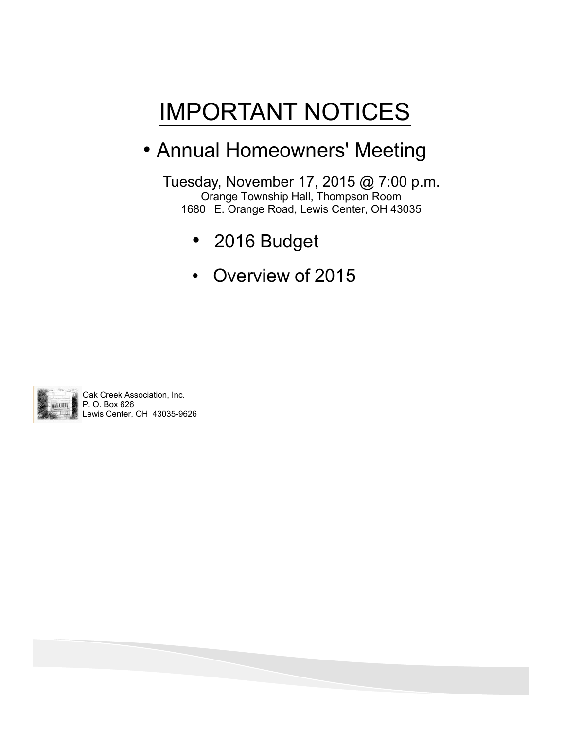# IMPORTANT NOTICES

- Annual Homeowners' Meeting

Tuesday, November 17, 2015 @ 7:00 p.m.
Orange Township Hall, Thompson Room
1680 E. Orange Road, Lewis Center, OH 43035

- 2016 Budget
- Overview of 2015

Oak Creek Association, Inc.
P. O. Box 626
Lewis Center, OH 43035-9626